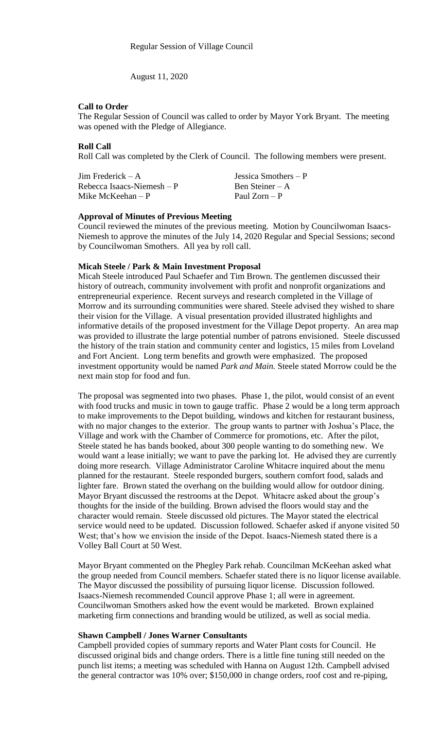Regular Session of Village Council

August 11, 2020

**Call to Order**

The Regular Session of Council was called to order by Mayor York Bryant. The meeting was opened with the Pledge of Allegiance.

**Roll Call**

Roll Call was completed by the Clerk of Council. The following members were present.

Jim Frederick – A | Jessica Smothers – P
Rebecca Isaacs-Niemesh – P | Ben Steiner – A
Mike McKeehan – P | Paul Zorn – P

**Approval of Minutes of Previous Meeting**

Council reviewed the minutes of the previous meeting. Motion by Councilwoman Isaacs-Niemesh to approve the minutes of the July 14, 2020 Regular and Special Sessions; second by Councilwoman Smothers. All yea by roll call.

**Micah Steele / Park & Main Investment Proposal**

Micah Steele introduced Paul Schaefer and Tim Brown. The gentlemen discussed their history of outreach, community involvement with profit and nonprofit organizations and entrepreneurial experience. Recent surveys and research completed in the Village of Morrow and its surrounding communities were shared. Steele advised they wished to share their vision for the Village. A visual presentation provided illustrated highlights and informative details of the proposed investment for the Village Depot property. An area map was provided to illustrate the large potential number of patrons envisioned. Steele discussed the history of the train station and community center and logistics, 15 miles from Loveland and Fort Ancient. Long term benefits and growth were emphasized. The proposed investment opportunity would be named *Park and Main.* Steele stated Morrow could be the next main stop for food and fun.

The proposal was segmented into two phases. Phase 1, the pilot, would consist of an event with food trucks and music in town to gauge traffic. Phase 2 would be a long term approach to make improvements to the Depot building, windows and kitchen for restaurant business, with no major changes to the exterior. The group wants to partner with Joshua's Place, the Village and work with the Chamber of Commerce for promotions, etc. After the pilot, Steele stated he has bands booked, about 300 people wanting to do something new. We would want a lease initially; we want to pave the parking lot. He advised they are currently doing more research. Village Administrator Caroline Whitacre inquired about the menu planned for the restaurant. Steele responded burgers, southern comfort food, salads and lighter fare. Brown stated the overhang on the building would allow for outdoor dining. Mayor Bryant discussed the restrooms at the Depot. Whitacre asked about the group's thoughts for the inside of the building. Brown advised the floors would stay and the character would remain. Steele discussed old pictures. The Mayor stated the electrical service would need to be updated. Discussion followed. Schaefer asked if anyone visited 50 West; that's how we envision the inside of the Depot. Isaacs-Niemesh stated there is a Volley Ball Court at 50 West.

Mayor Bryant commented on the Phegley Park rehab. Councilman McKeehan asked what the group needed from Council members. Schaefer stated there is no liquor license available. The Mayor discussed the possibility of pursuing liquor license. Discussion followed. Isaacs-Niemesh recommended Council approve Phase 1; all were in agreement. Councilwoman Smothers asked how the event would be marketed. Brown explained marketing firm connections and branding would be utilized, as well as social media.

**Shawn Campbell / Jones Warner Consultants**

Campbell provided copies of summary reports and Water Plant costs for Council. He discussed original bids and change orders. There is a little fine tuning still needed on the punch list items; a meeting was scheduled with Hanna on August 12th. Campbell advised the general contractor was 10% over; $150,000 in change orders, roof cost and re-piping,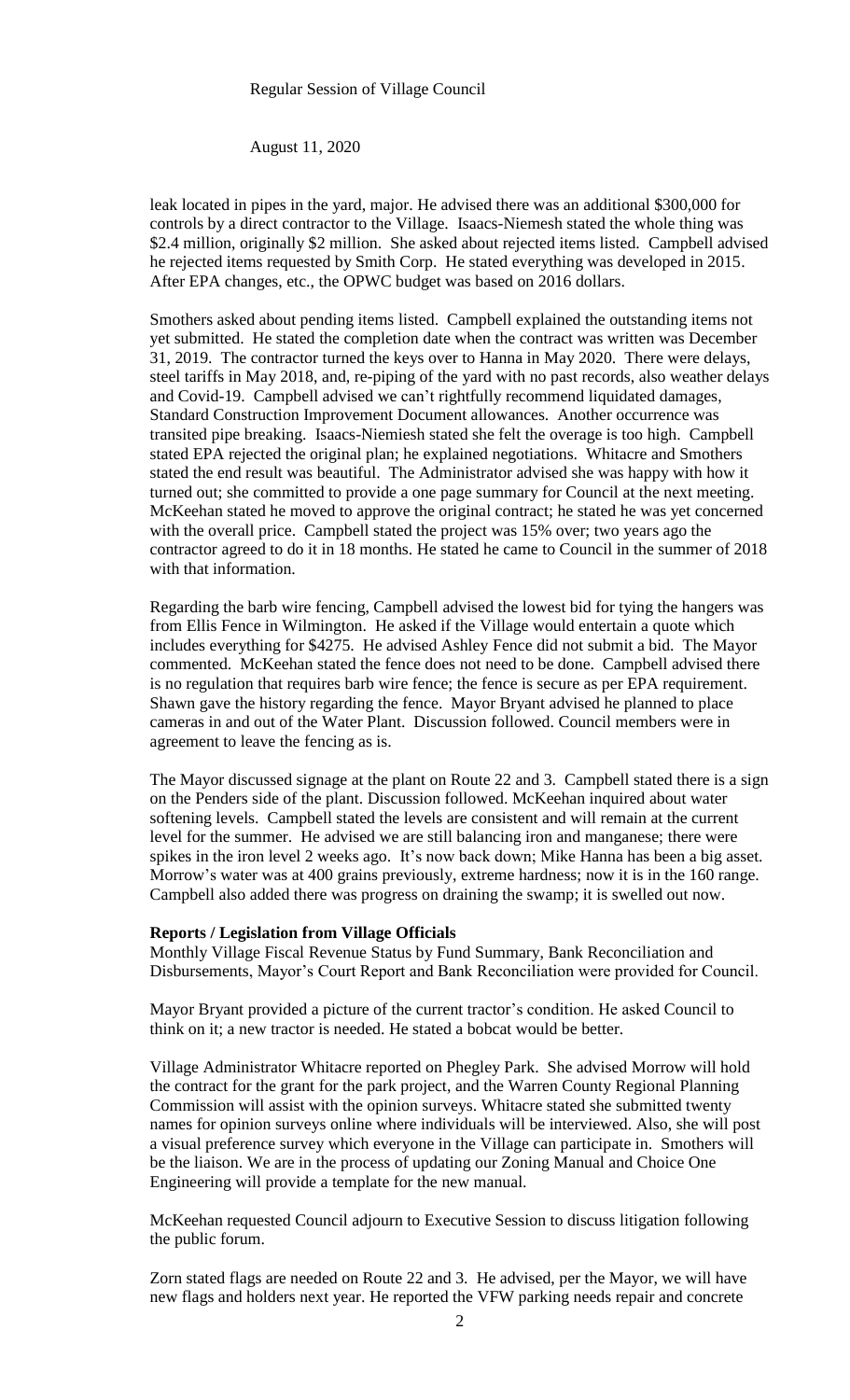leak located in pipes in the yard, major. He advised there was an additional $300,000 for controls by a direct contractor to the Village. Isaacs-Niemesh stated the whole thing was $2.4 million, originally $2 million. She asked about rejected items listed. Campbell advised he rejected items requested by Smith Corp. He stated everything was developed in 2015. After EPA changes, etc., the OPWC budget was based on 2016 dollars.

Smothers asked about pending items listed. Campbell explained the outstanding items not yet submitted. He stated the completion date when the contract was written was December 31, 2019. The contractor turned the keys over to Hanna in May 2020. There were delays, steel tariffs in May 2018, and, re-piping of the yard with no past records, also weather delays and Covid-19. Campbell advised we can't rightfully recommend liquidated damages, Standard Construction Improvement Document allowances. Another occurrence was transited pipe breaking. Isaacs-Niemiesh stated she felt the overage is too high. Campbell stated EPA rejected the original plan; he explained negotiations. Whitacre and Smothers stated the end result was beautiful. The Administrator advised she was happy with how it turned out; she committed to provide a one page summary for Council at the next meeting. McKeehan stated he moved to approve the original contract; he stated he was yet concerned with the overall price. Campbell stated the project was 15% over; two years ago the contractor agreed to do it in 18 months. He stated he came to Council in the summer of 2018 with that information.

Regarding the barb wire fencing, Campbell advised the lowest bid for tying the hangers was from Ellis Fence in Wilmington. He asked if the Village would entertain a quote which includes everything for $4275. He advised Ashley Fence did not submit a bid. The Mayor commented. McKeehan stated the fence does not need to be done. Campbell advised there is no regulation that requires barb wire fence; the fence is secure as per EPA requirement. Shawn gave the history regarding the fence. Mayor Bryant advised he planned to place cameras in and out of the Water Plant. Discussion followed. Council members were in agreement to leave the fencing as is.

The Mayor discussed signage at the plant on Route 22 and 3. Campbell stated there is a sign on the Penders side of the plant. Discussion followed. McKeehan inquired about water softening levels. Campbell stated the levels are consistent and will remain at the current level for the summer. He advised we are still balancing iron and manganese; there were spikes in the iron level 2 weeks ago. It's now back down; Mike Hanna has been a big asset. Morrow's water was at 400 grains previously, extreme hardness; now it is in the 160 range. Campbell also added there was progress on draining the swamp; it is swelled out now.

**Reports / Legislation from Village Officials**

Monthly Village Fiscal Revenue Status by Fund Summary, Bank Reconciliation and Disbursements, Mayor's Court Report and Bank Reconciliation were provided for Council.

Mayor Bryant provided a picture of the current tractor's condition. He asked Council to think on it; a new tractor is needed. He stated a bobcat would be better.

Village Administrator Whitacre reported on Phegley Park. She advised Morrow will hold the contract for the grant for the park project, and the Warren County Regional Planning Commission will assist with the opinion surveys. Whitacre stated she submitted twenty names for opinion surveys online where individuals will be interviewed. Also, she will post a visual preference survey which everyone in the Village can participate in. Smothers will be the liaison. We are in the process of updating our Zoning Manual and Choice One Engineering will provide a template for the new manual.

McKeehan requested Council adjourn to Executive Session to discuss litigation following the public forum.

Zorn stated flags are needed on Route 22 and 3. He advised, per the Mayor, we will have new flags and holders next year. He reported the VFW parking needs repair and concrete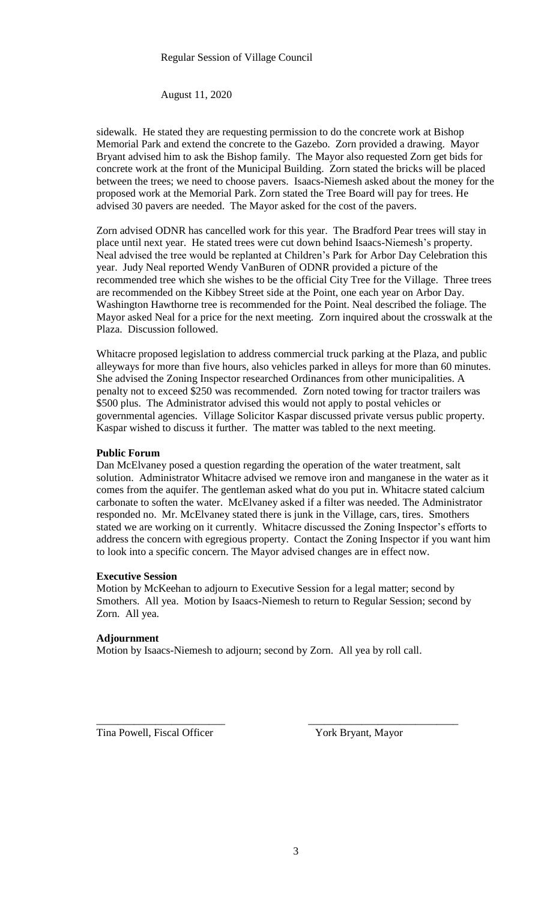sidewalk. He stated they are requesting permission to do the concrete work at Bishop Memorial Park and extend the concrete to the Gazebo. Zorn provided a drawing. Mayor Bryant advised him to ask the Bishop family. The Mayor also requested Zorn get bids for concrete work at the front of the Municipal Building. Zorn stated the bricks will be placed between the trees; we need to choose pavers. Isaacs-Niemesh asked about the money for the proposed work at the Memorial Park. Zorn stated the Tree Board will pay for trees. He advised 30 pavers are needed. The Mayor asked for the cost of the pavers.

Zorn advised ODNR has cancelled work for this year. The Bradford Pear trees will stay in place until next year. He stated trees were cut down behind Isaacs-Niemesh's property. Neal advised the tree would be replanted at Children's Park for Arbor Day Celebration this year. Judy Neal reported Wendy VanBuren of ODNR provided a picture of the recommended tree which she wishes to be the official City Tree for the Village. Three trees are recommended on the Kibbey Street side at the Point, one each year on Arbor Day. Washington Hawthorne tree is recommended for the Point. Neal described the foliage. The Mayor asked Neal for a price for the next meeting. Zorn inquired about the crosswalk at the Plaza. Discussion followed.

Whitacre proposed legislation to address commercial truck parking at the Plaza, and public alleyways for more than five hours, also vehicles parked in alleys for more than 60 minutes. She advised the Zoning Inspector researched Ordinances from other municipalities. A penalty not to exceed $250 was recommended. Zorn noted towing for tractor trailers was $500 plus. The Administrator advised this would not apply to postal vehicles or governmental agencies. Village Solicitor Kaspar discussed private versus public property. Kaspar wished to discuss it further. The matter was tabled to the next meeting.

**Public Forum**

Dan McElvaney posed a question regarding the operation of the water treatment, salt solution. Administrator Whitacre advised we remove iron and manganese in the water as it comes from the aquifer. The gentleman asked what do you put in. Whitacre stated calcium carbonate to soften the water. McElvaney asked if a filter was needed. The Administrator responded no. Mr. McElvaney stated there is junk in the Village, cars, tires. Smothers stated we are working on it currently. Whitacre discussed the Zoning Inspector's efforts to address the concern with egregious property. Contact the Zoning Inspector if you want him to look into a specific concern. The Mayor advised changes are in effect now.

**Executive Session**

Motion by McKeehan to adjourn to Executive Session for a legal matter; second by Smothers. All yea. Motion by Isaacs-Niemesh to return to Regular Session; second by Zorn. All yea.

**Adjournment**

Motion by Isaacs-Niemesh to adjourn; second by Zorn. All yea by roll call.

\_\_\_\_\_\_\_\_\_\_\_\_\_\_\_\_\_\_\_\_\_\_\_\_ \_\_\_\_\_\_\_\_\_\_\_\_\_\_\_\_\_\_\_\_\_\_\_\_\_\_\_\_

Tina Powell, Fiscal Officer York Bryant, Mayor